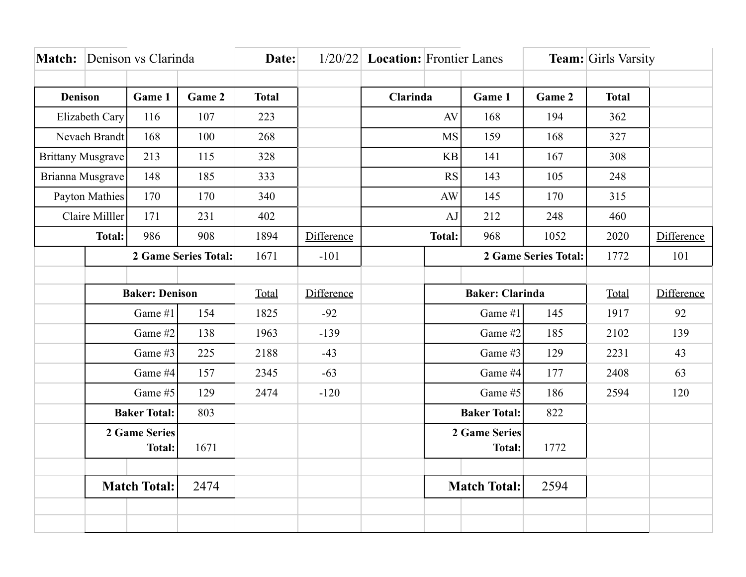**Match:** Denison vs Clarinda **Date:** 1/20/22 **Location:** Frontier Lanes **Team:** Girls Varsity

| Denison | Game 1 | Game 2 | Total | |
|---|---|---|---|---|
| Elizabeth Cary | 116 | 107 | 223 | |
| Nevaeh Brandt | 168 | 100 | 268 | |
| Brittany Musgrave | 213 | 115 | 328 | |
| Brianna Musgrave | 148 | 185 | 333 | |
| Payton Mathies | 170 | 170 | 340 | |
| Claire Milller | 171 | 231 | 402 | |
| **Total:** | 986 | 908 | 1894 | Difference |
| | | **2 Game Series Total:** | 1671 | -101 |

| Clarinda | Game 1 | Game 2 | Total | |
|---|---|---|---|---|
| AV | 168 | 194 | 362 | |
| MS | 159 | 168 | 327 | |
| KB | 141 | 167 | 308 | |
| RS | 143 | 105 | 248 | |
| AW | 145 | 170 | 315 | |
| AJ | 212 | 248 | 460 | |
| **Total:** | 968 | 1052 | 2020 | Difference |
| | | **2 Game Series Total:** | 1772 | 101 |

| **Baker: Denison** | | Total | Difference |
|---|---|---|---|
| Game #1 | 154 | 1825 | -92 |
| Game #2 | 138 | 1963 | -139 |
| Game #3 | 225 | 2188 | -43 |
| Game #4 | 157 | 2345 | -63 |
| Game #5 | 129 | 2474 | -120 |
| **Baker Total:** | 803 | | |
| **2 Game Series Total:** | 1671 | | |

| **Baker: Clarinda** | | Total | Difference |
|---|---|---|---|
| Game #1 | 145 | 1917 | 92 |
| Game #2 | 185 | 2102 | 139 |
| Game #3 | 129 | 2231 | 43 |
| Game #4 | 177 | 2408 | 63 |
| Game #5 | 186 | 2594 | 120 |
| **Baker Total:** | 822 | | |
| **2 Game Series Total:** | 1772 | | |

**Match Total:** 2474

**Match Total:** 2594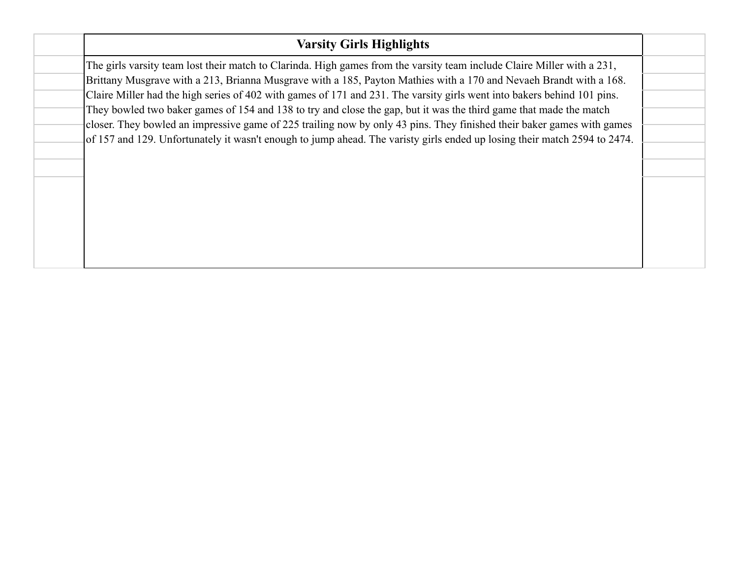## Varsity Girls Highlights

The girls varsity team lost their match to Clarinda. High games from the varsity team include Claire Miller with a 231, Brittany Musgrave with a 213, Brianna Musgrave with a 185, Payton Mathies with a 170 and Nevaeh Brandt with a 168. Claire Miller had the high series of 402 with games of 171 and 231. The varsity girls went into bakers behind 101 pins. They bowled two baker games of 154 and 138 to try and close the gap, but it was the third game that made the match closer. They bowled an impressive game of 225 trailing now by only 43 pins. They finished their baker games with games of 157 and 129. Unfortunately it wasn't enough to jump ahead. The varisty girls ended up losing their match 2594 to 2474.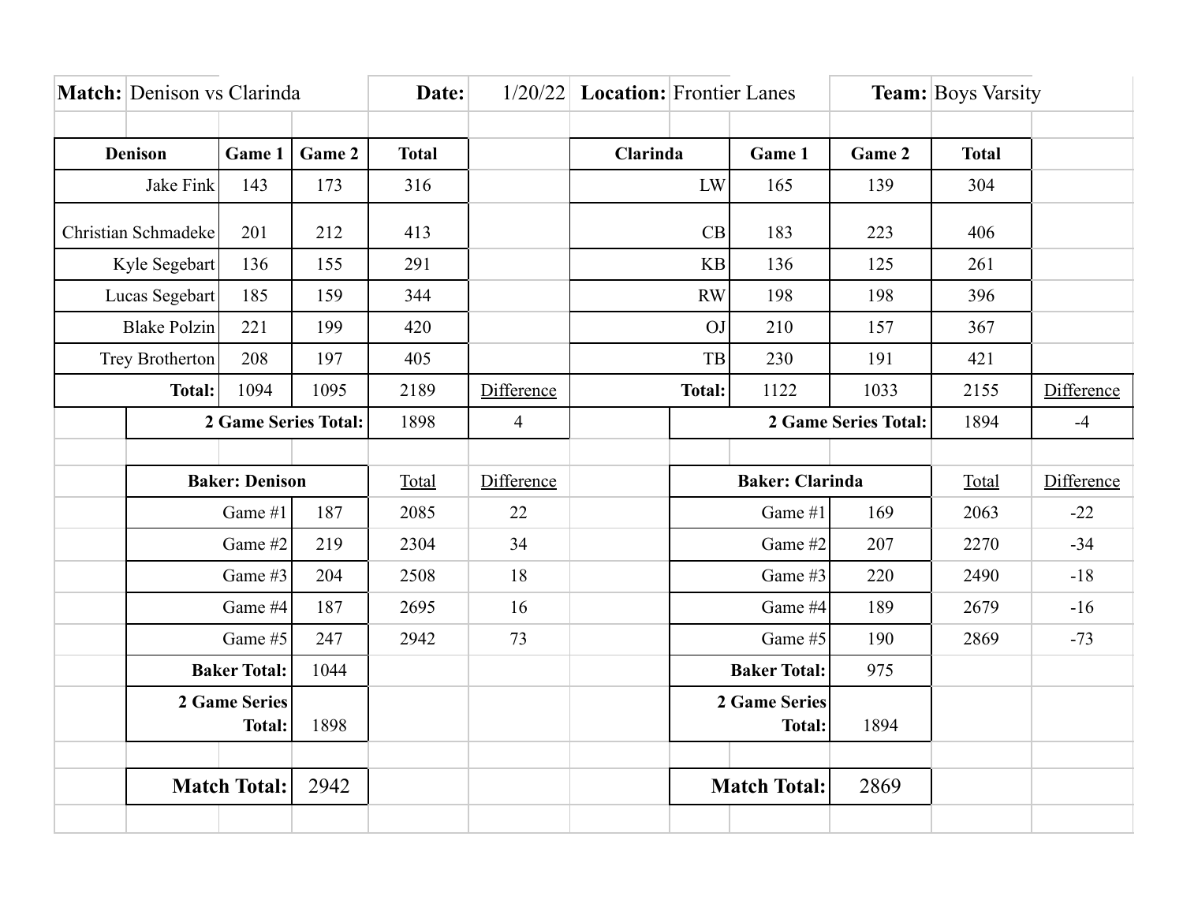**Match:** Denison vs Clarinda | **Date:** 1/20/22 | **Location:** Frontier Lanes | **Team:** Boys Varsity

| Denison | Game 1 | Game 2 | Total | |
|---|---|---|---|---|
| Jake Fink | 143 | 173 | 316 | |
| Christian Schmadeke | 201 | 212 | 413 | |
| Kyle Segebart | 136 | 155 | 291 | |
| Lucas Segebart | 185 | 159 | 344 | |
| Blake Polzin | 221 | 199 | 420 | |
| Trey Brotherton | 208 | 197 | 405 | |
| **Total:** | 1094 | 1095 | 2189 | Difference |
| **2 Game Series Total:** | | | 1898 | 4 |

| Clarinda | Game 1 | Game 2 | Total | |
|---|---|---|---|---|
| LW | 165 | 139 | 304 | |
| CB | 183 | 223 | 406 | |
| KB | 136 | 125 | 261 | |
| RW | 198 | 198 | 396 | |
| OJ | 210 | 157 | 367 | |
| TB | 230 | 191 | 421 | |
| **Total:** | 1122 | 1033 | 2155 | Difference |
| **2 Game Series Total:** | | | 1894 | -4 |

| Baker: Denison | | Total | Difference |
|---|---|---|---|
| Game #1 | 187 | 2085 | 22 |
| Game #2 | 219 | 2304 | 34 |
| Game #3 | 204 | 2508 | 18 |
| Game #4 | 187 | 2695 | 16 |
| Game #5 | 247 | 2942 | 73 |
| **Baker Total:** | 1044 | | |
| **2 Game Series Total:** | 1898 | | |
| **Match Total:** | 2942 | | |

| Baker: Clarinda | | Total | Difference |
|---|---|---|---|
| Game #1 | 169 | 2063 | -22 |
| Game #2 | 207 | 2270 | -34 |
| Game #3 | 220 | 2490 | -18 |
| Game #4 | 189 | 2679 | -16 |
| Game #5 | 190 | 2869 | -73 |
| **Baker Total:** | 975 | | |
| **2 Game Series Total:** | 1894 | | |
| **Match Total:** | 2869 | | |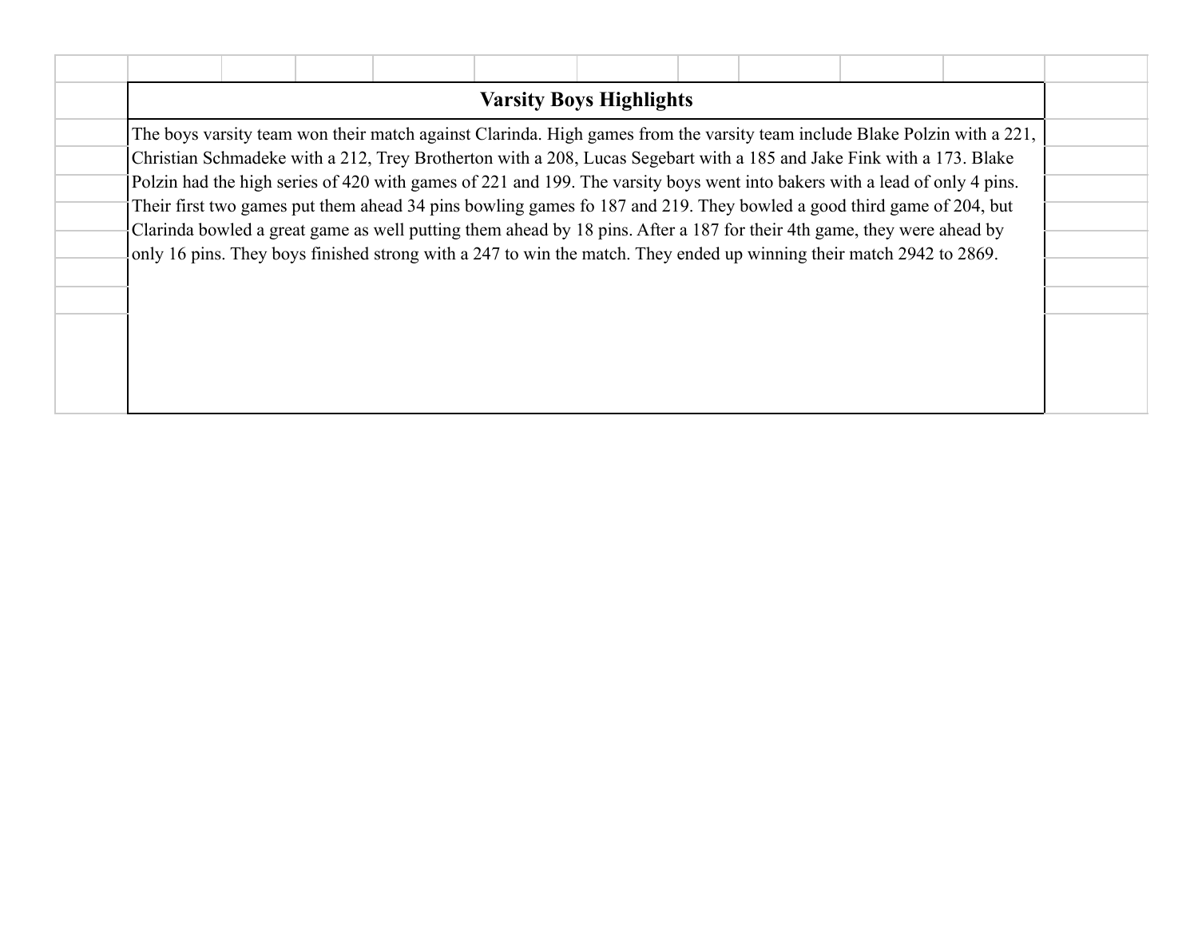## Varsity Boys Highlights

The boys varsity team won their match against Clarinda. High games from the varsity team include Blake Polzin with a 221, Christian Schmadeke with a 212, Trey Brotherton with a 208, Lucas Segebart with a 185 and Jake Fink with a 173. Blake Polzin had the high series of 420 with games of 221 and 199. The varsity boys went into bakers with a lead of only 4 pins. Their first two games put them ahead 34 pins bowling games fo 187 and 219. They bowled a good third game of 204, but Clarinda bowled a great game as well putting them ahead by 18 pins. After a 187 for their 4th game, they were ahead by only 16 pins. They boys finished strong with a 247 to win the match. They ended up winning their match 2942 to 2869.